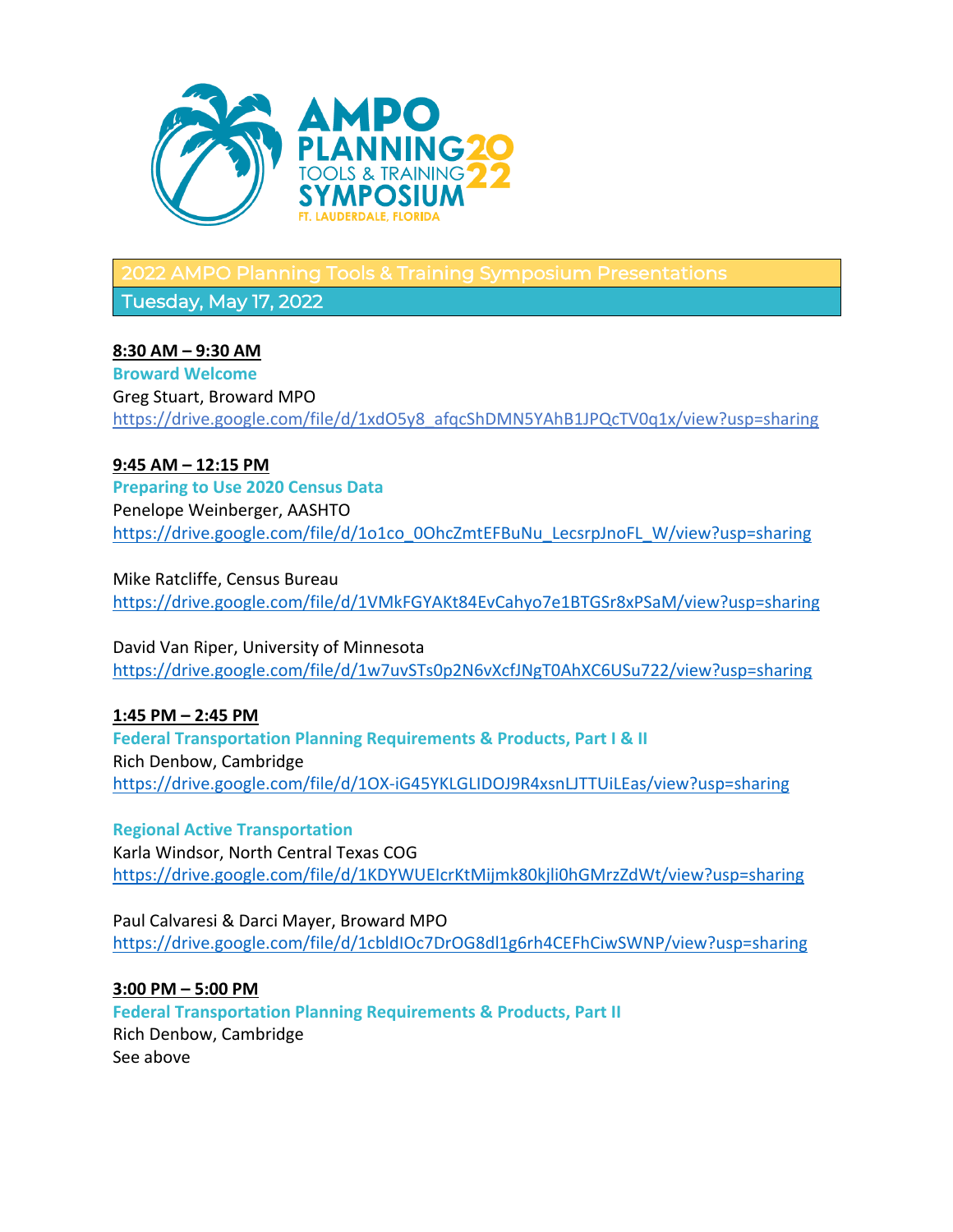AMPO PLANNING TOOLS & TRAINING SYMPOSIUM 2022
FT. LAUDERDALE, FLORIDA

# 2022 AMPO Planning Tools & Training Symposium Presentations

## Tuesday, May 17, 2022

**8:30 AM – 9:30 AM**

**Broward Welcome**
Greg Stuart, Broward MPO
https://drive.google.com/file/d/1xdO5y8_afqcShDMN5YAhB1JPQcTV0q1x/view?usp=sharing

**9:45 AM – 12:15 PM**

**Preparing to Use 2020 Census Data**
Penelope Weinberger, AASHTO
https://drive.google.com/file/d/1o1co_0OhcZmtEFBuNu_LecsrpJnoFL_W/view?usp=sharing

Mike Ratcliffe, Census Bureau
https://drive.google.com/file/d/1VMkFGYAKt84EvCahyo7e1BTGSr8xPSaM/view?usp=sharing

David Van Riper, University of Minnesota
https://drive.google.com/file/d/1w7uvSTs0p2N6vXcfJNgT0AhXC6USu722/view?usp=sharing

**1:45 PM – 2:45 PM**

**Federal Transportation Planning Requirements & Products, Part I & II**
Rich Denbow, Cambridge
https://drive.google.com/file/d/1OX-iG45YKLGLIDOJ9R4xsnLJTTUiLEas/view?usp=sharing

**Regional Active Transportation**
Karla Windsor, North Central Texas COG
https://drive.google.com/file/d/1KDYWUEIcrKtMijmk80kjli0hGMrzZdWt/view?usp=sharing

Paul Calvaresi & Darci Mayer, Broward MPO
https://drive.google.com/file/d/1cbldIOc7DrOG8dl1g6rh4CEFhCiwSWNP/view?usp=sharing

**3:00 PM – 5:00 PM**

**Federal Transportation Planning Requirements & Products, Part II**
Rich Denbow, Cambridge
See above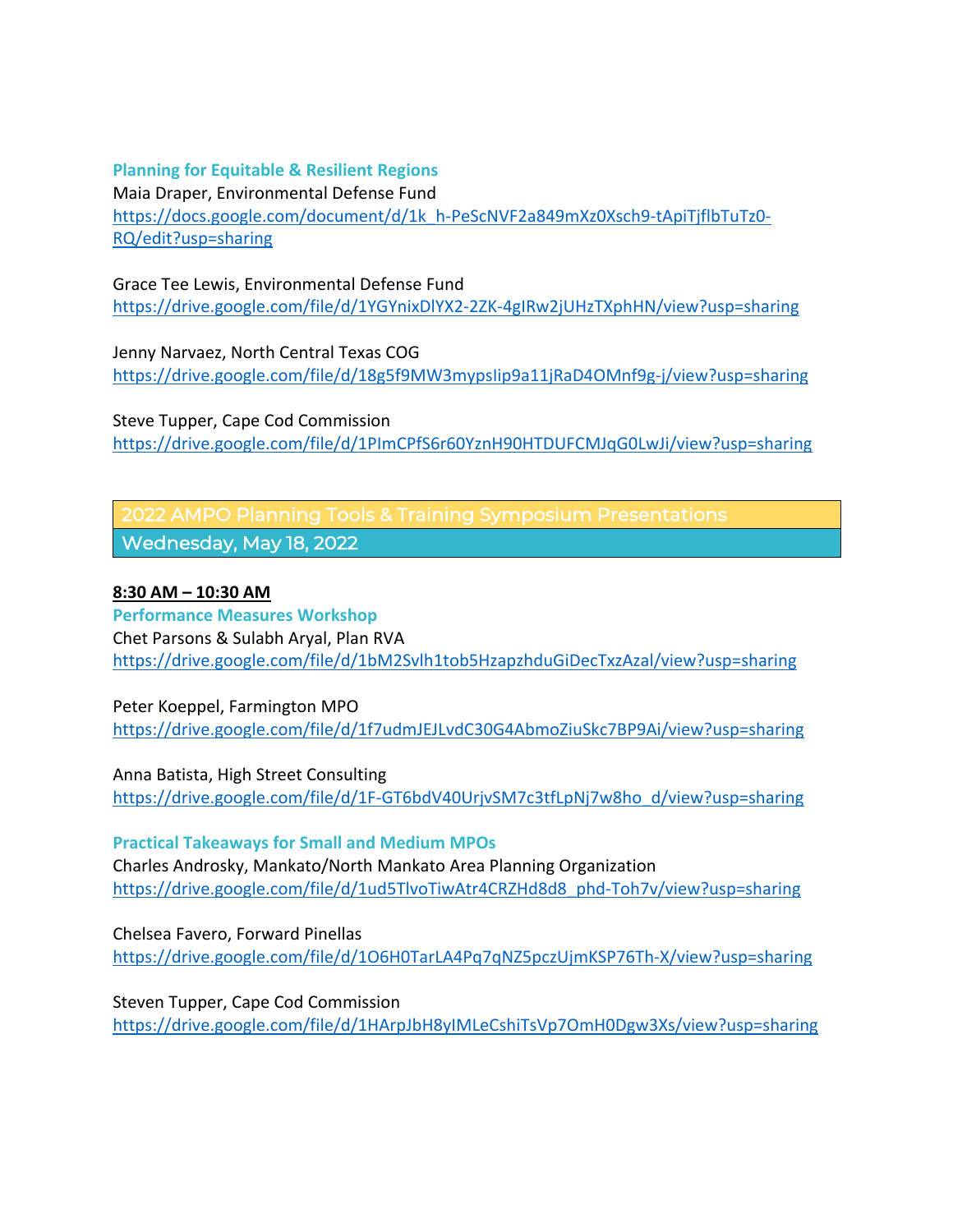### Planning for Equitable & Resilient Regions

Maia Draper, Environmental Defense Fund
https://docs.google.com/document/d/1k_h-PeScNVF2a849mXz0Xsch9-tApiTjflbTuTz0-RQ/edit?usp=sharing

Grace Tee Lewis, Environmental Defense Fund
https://drive.google.com/file/d/1YGYnixDlYX2-2ZK-4gIRw2jUHzTXphHN/view?usp=sharing

Jenny Narvaez, North Central Texas COG
https://drive.google.com/file/d/18g5f9MW3mypsIip9a11jRaD4OMnf9g-j/view?usp=sharing

Steve Tupper, Cape Cod Commission
https://drive.google.com/file/d/1PImCPfS6r60YznH90HTDUFCMJqG0LwJi/view?usp=sharing

## 2022 AMPO Planning Tools & Training Symposium Presentations

## Wednesday, May 18, 2022

**8:30 AM – 10:30 AM**

### Performance Measures Workshop

Chet Parsons & Sulabh Aryal, Plan RVA
https://drive.google.com/file/d/1bM2Svlh1tob5HzapzhduGiDecTxzAzal/view?usp=sharing

Peter Koeppel, Farmington MPO
https://drive.google.com/file/d/1f7udmJEJLvdC30G4AbmoZiuSkc7BP9Ai/view?usp=sharing

Anna Batista, High Street Consulting
https://drive.google.com/file/d/1F-GT6bdV40UrjvSM7c3tfLpNj7w8ho_d/view?usp=sharing

### Practical Takeaways for Small and Medium MPOs

Charles Androsky, Mankato/North Mankato Area Planning Organization
https://drive.google.com/file/d/1ud5TlvoTiwAtr4CRZHd8d8_phd-Toh7v/view?usp=sharing

Chelsea Favero, Forward Pinellas
https://drive.google.com/file/d/1O6H0TarLA4Pq7qNZ5pczUjmKSP76Th-X/view?usp=sharing

Steven Tupper, Cape Cod Commission
https://drive.google.com/file/d/1HArpJbH8yIMLeCshiTsVp7OmH0Dgw3Xs/view?usp=sharing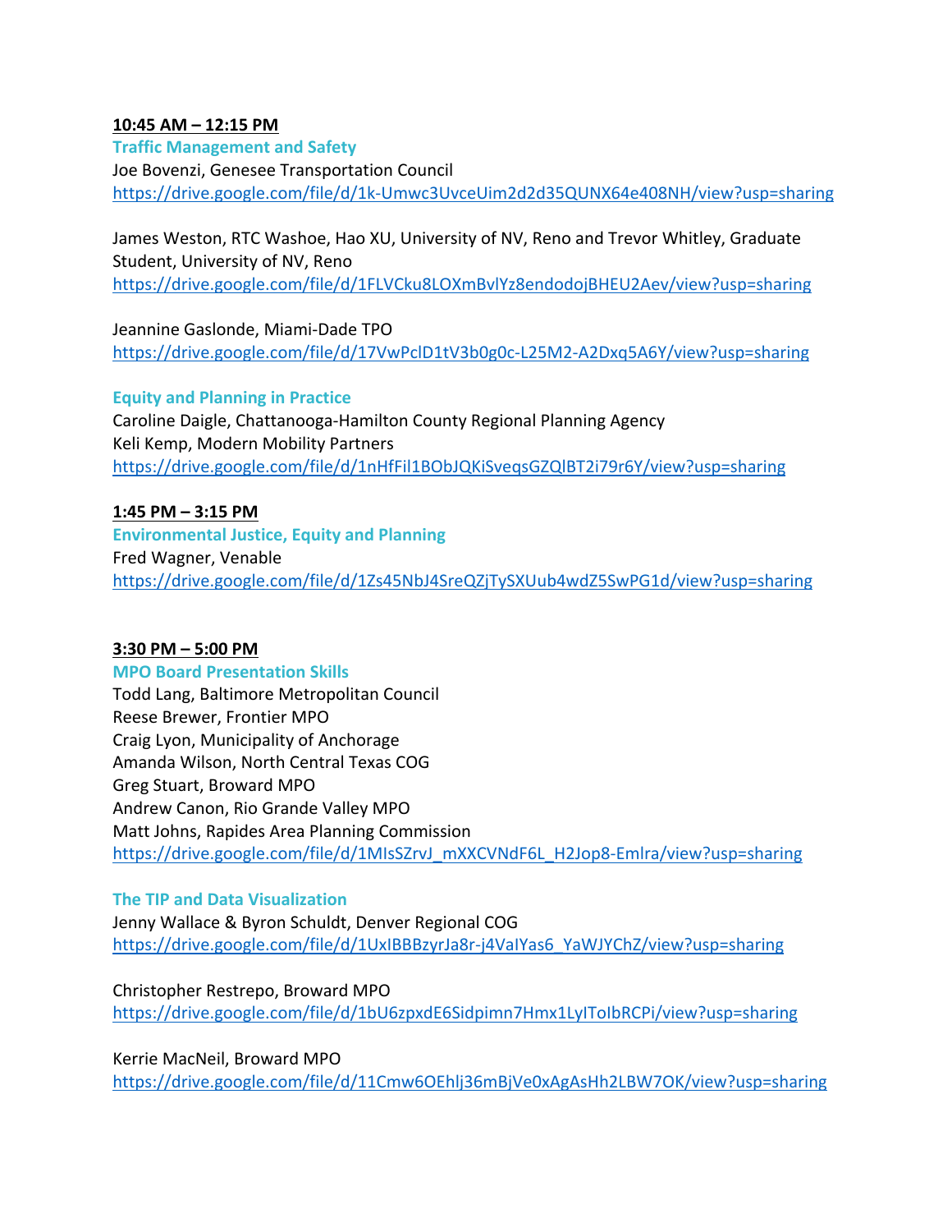**10:45 AM – 12:15 PM**

### Traffic Management and Safety

Joe Bovenzi, Genesee Transportation Council
https://drive.google.com/file/d/1k-Umwc3UvceUim2d2d35QUNX64e408NH/view?usp=sharing

James Weston, RTC Washoe, Hao XU, University of NV, Reno and Trevor Whitley, Graduate Student, University of NV, Reno
https://drive.google.com/file/d/1FLVCku8LOXmBvlYz8endodojBHEU2Aev/view?usp=sharing

Jeannine Gaslonde, Miami-Dade TPO
https://drive.google.com/file/d/17VwPclD1tV3b0g0c-L25M2-A2Dxq5A6Y/view?usp=sharing

### Equity and Planning in Practice

Caroline Daigle, Chattanooga-Hamilton County Regional Planning Agency
Keli Kemp, Modern Mobility Partners
https://drive.google.com/file/d/1nHfFil1BObJQKiSveqsGZQlBT2i79r6Y/view?usp=sharing

**1:45 PM – 3:15 PM**

### Environmental Justice, Equity and Planning

Fred Wagner, Venable
https://drive.google.com/file/d/1Zs45NbJ4SreQZjTySXUub4wdZ5SwPG1d/view?usp=sharing

**3:30 PM – 5:00 PM**

### MPO Board Presentation Skills

Todd Lang, Baltimore Metropolitan Council
Reese Brewer, Frontier MPO
Craig Lyon, Municipality of Anchorage
Amanda Wilson, North Central Texas COG
Greg Stuart, Broward MPO
Andrew Canon, Rio Grande Valley MPO
Matt Johns, Rapides Area Planning Commission
https://drive.google.com/file/d/1MIsSZrvJ_mXXCVNdF6L_H2Jop8-Emlra/view?usp=sharing

### The TIP and Data Visualization

Jenny Wallace & Byron Schuldt, Denver Regional COG
https://drive.google.com/file/d/1UxIBBBzyrJa8r-j4VaIYas6_YaWJYChZ/view?usp=sharing

Christopher Restrepo, Broward MPO
https://drive.google.com/file/d/1bU6zpxdE6Sidpimn7Hmx1LyIToIbRCPi/view?usp=sharing

Kerrie MacNeil, Broward MPO
https://drive.google.com/file/d/11Cmw6OEhlj36mBjVe0xAgAsHh2LBW7OK/view?usp=sharing